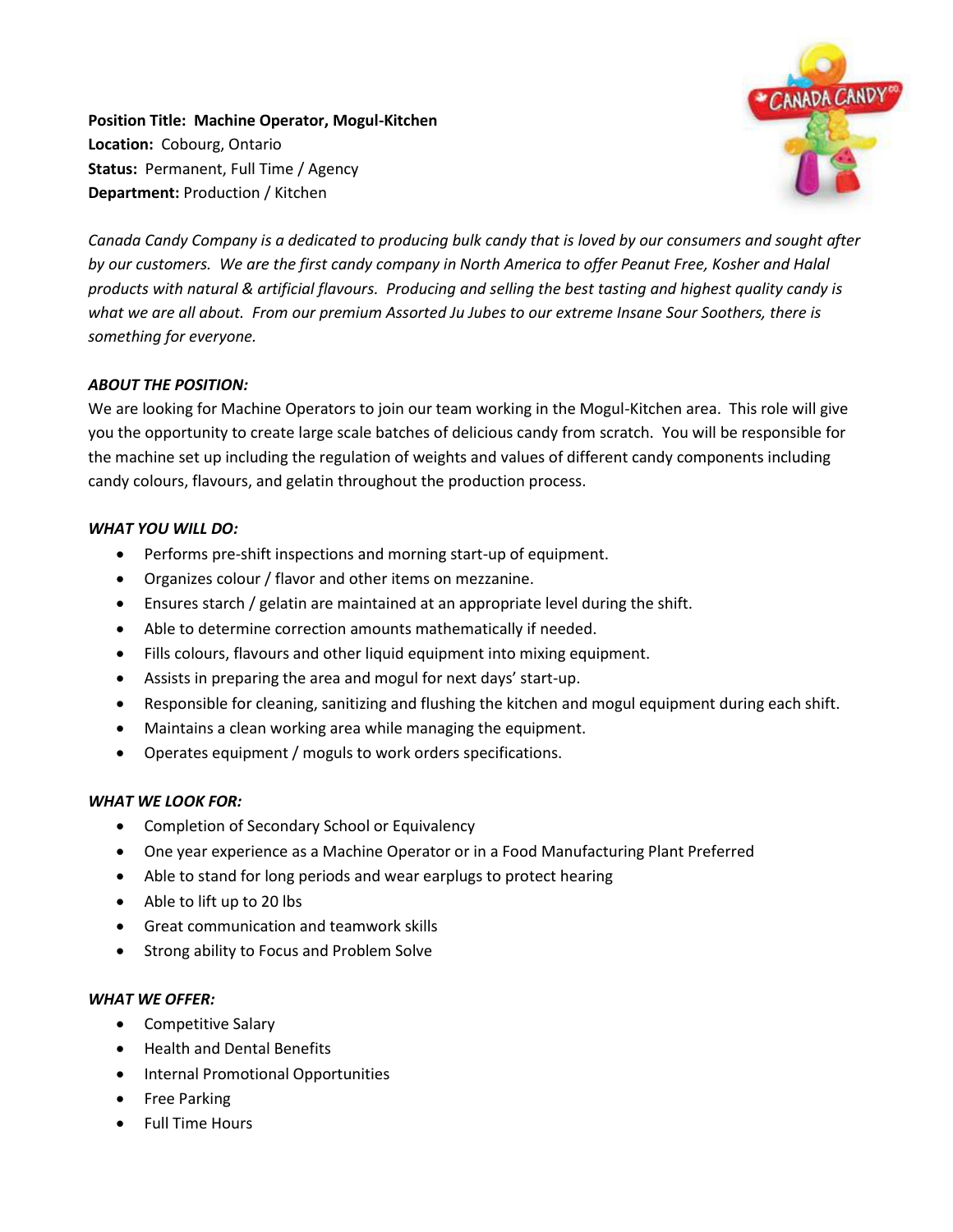**Position Title:** **Machine Operator, Mogul-Kitchen**
**Location:** Cobourg, Ontario
**Status:** Permanent, Full Time / Agency
**Department:** Production / Kitchen

*Canada Candy Company is a dedicated to producing bulk candy that is loved by our consumers and sought after by our customers. We are the first candy company in North America to offer Peanut Free, Kosher and Halal products with natural & artificial flavours. Producing and selling the best tasting and highest quality candy is what we are all about. From our premium Assorted Ju Jubes to our extreme Insane Sour Soothers, there is something for everyone.*

***ABOUT THE POSITION:***

We are looking for Machine Operators to join our team working in the Mogul-Kitchen area. This role will give you the opportunity to create large scale batches of delicious candy from scratch. You will be responsible for the machine set up including the regulation of weights and values of different candy components including candy colours, flavours, and gelatin throughout the production process.

***WHAT YOU WILL DO:***

- Performs pre-shift inspections and morning start-up of equipment.
- Organizes colour / flavor and other items on mezzanine.
- Ensures starch / gelatin are maintained at an appropriate level during the shift.
- Able to determine correction amounts mathematically if needed.
- Fills colours, flavours and other liquid equipment into mixing equipment.
- Assists in preparing the area and mogul for next days' start-up.
- Responsible for cleaning, sanitizing and flushing the kitchen and mogul equipment during each shift.
- Maintains a clean working area while managing the equipment.
- Operates equipment / moguls to work orders specifications.

***WHAT WE LOOK FOR:***

- Completion of Secondary School or Equivalency
- One year experience as a Machine Operator or in a Food Manufacturing Plant Preferred
- Able to stand for long periods and wear earplugs to protect hearing
- Able to lift up to 20 lbs
- Great communication and teamwork skills
- Strong ability to Focus and Problem Solve

***WHAT WE OFFER:***

- Competitive Salary
- Health and Dental Benefits
- Internal Promotional Opportunities
- Free Parking
- Full Time Hours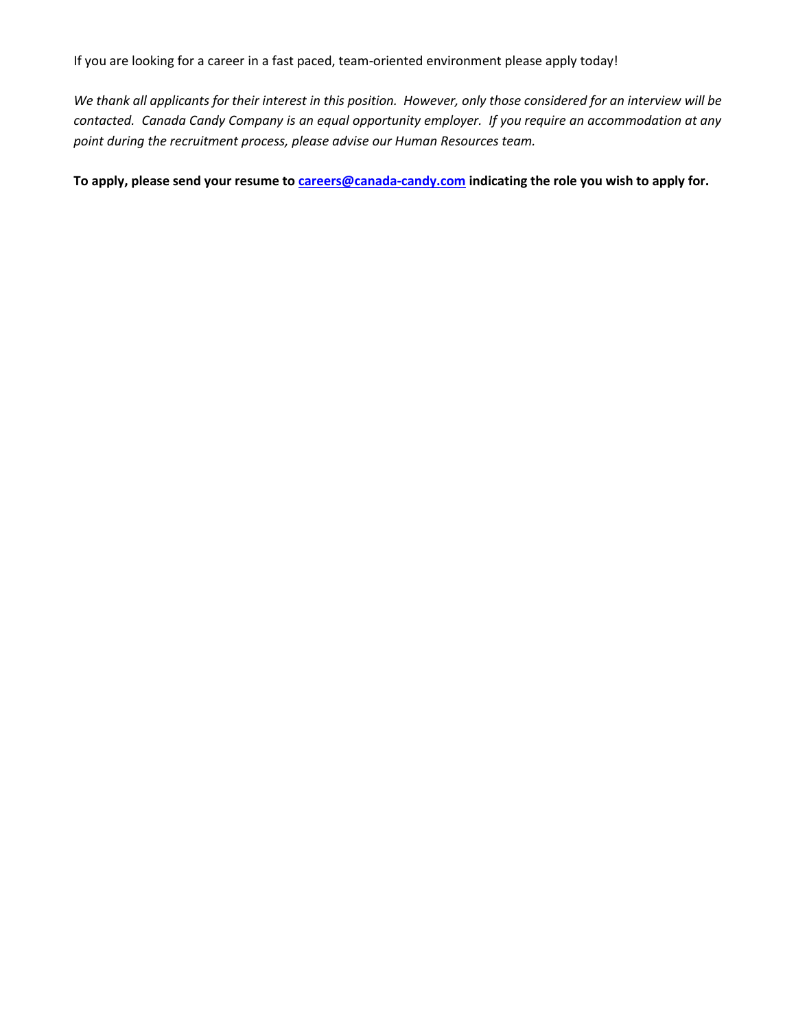If you are looking for a career in a fast paced, team-oriented environment please apply today!

*We thank all applicants for their interest in this position. However, only those considered for an interview will be contacted. Canada Candy Company is an equal opportunity employer. If you require an accommodation at any point during the recruitment process, please advise our Human Resources team.*

**To apply, please send your resume to [careers@canada-candy.com](mailto:careers@canada-candy.com) indicating the role you wish to apply for.**